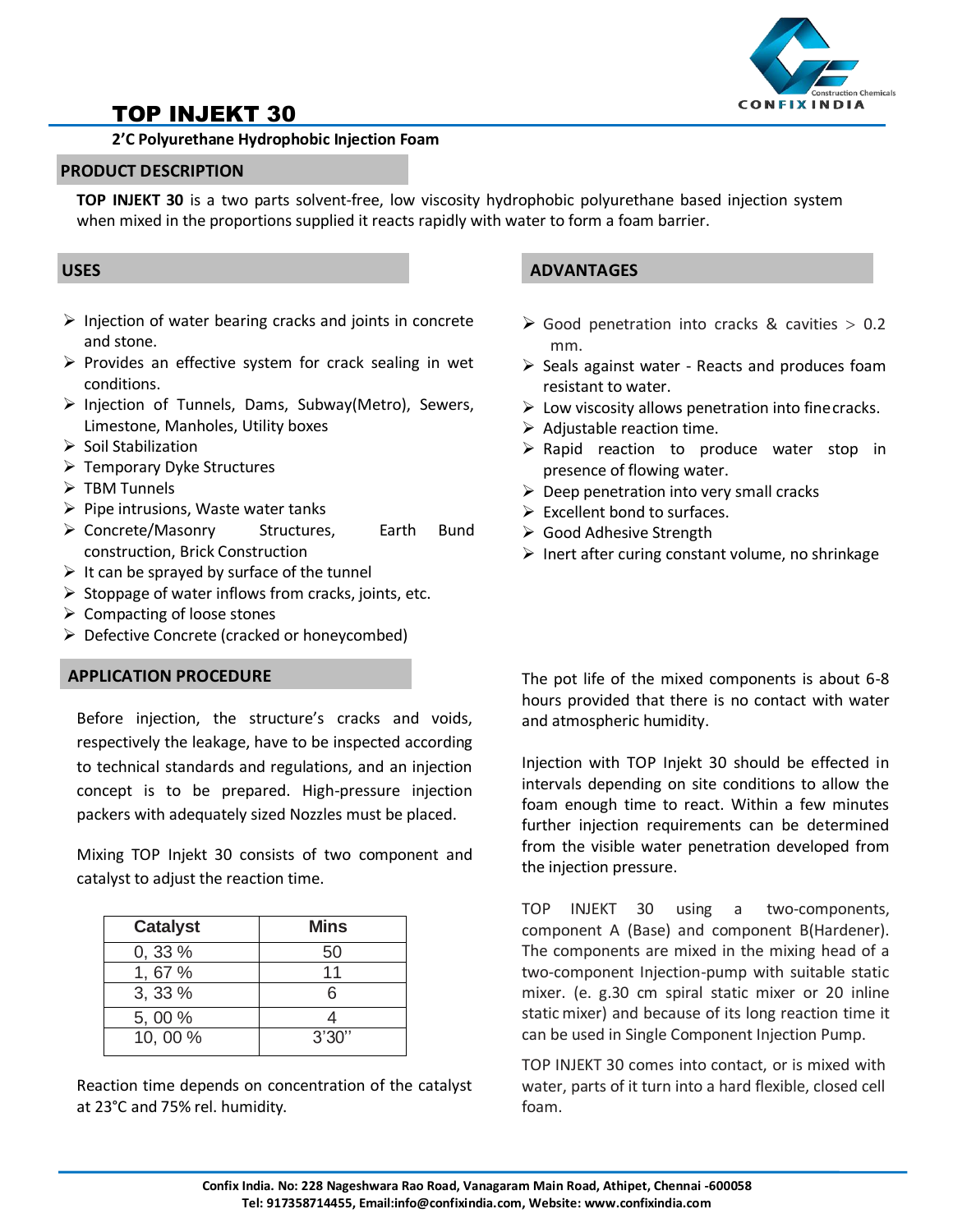# TOP INJEKT 30

**2'C Polyurethane Hydrophobic Injection Foam**

## PRODUCT DESCRIPTION

**TOP INJEKT 30** is a two parts solvent-free, low viscosity hydrophobic polyurethane based injection system when mixed in the proportions supplied it reacts rapidly with water to form a foam barrier.

## USES

- Injection of water bearing cracks and joints in concrete and stone.
- Provides an effective system for crack sealing in wet conditions.
- Injection of Tunnels, Dams, Subway(Metro), Sewers, Limestone, Manholes, Utility boxes
- Soil Stabilization
- Temporary Dyke Structures
- TBM Tunnels
- Pipe intrusions, Waste water tanks
- Concrete/Masonry Structures, Earth Bund construction, Brick Construction
- It can be sprayed by surface of the tunnel
- Stoppage of water inflows from cracks, joints, etc.
- Compacting of loose stones
- Defective Concrete (cracked or honeycombed)

## ADVANTAGES

- Good penetration into cracks & cavities > 0.2 mm.
- Seals against water - Reacts and produces foam resistant to water.
- Low viscosity allows penetration into fine cracks.
- Adjustable reaction time.
- Rapid reaction to produce water stop in presence of flowing water.
- Deep penetration into very small cracks
- Excellent bond to surfaces.
- Good Adhesive Strength
- Inert after curing constant volume, no shrinkage

## APPLICATION PROCEDURE

Before injection, the structure's cracks and voids, respectively the leakage, have to be inspected according to technical standards and regulations, and an injection concept is to be prepared. High-pressure injection packers with adequately sized Nozzles must be placed.

Mixing TOP Injekt 30 consists of two component and catalyst to adjust the reaction time.

| Catalyst | Mins |
|---|---|
| 0, 33 % | 50 |
| 1, 67 % | 11 |
| 3, 33 % | 6 |
| 5, 00 % | 4 |
| 10, 00 % | 3'30'' |

Reaction time depends on concentration of the catalyst at 23°C and 75% rel. humidity.

The pot life of the mixed components is about 6-8 hours provided that there is no contact with water and atmospheric humidity.

Injection with TOP Injekt 30 should be effected in intervals depending on site conditions to allow the foam enough time to react. Within a few minutes further injection requirements can be determined from the visible water penetration developed from the injection pressure.

TOP INJEKT 30 using a two-components, component A (Base) and component B(Hardener). The components are mixed in the mixing head of a two-component Injection-pump with suitable static mixer. (e. g.30 cm spiral static mixer or 20 inline static mixer) and because of its long reaction time it can be used in Single Component Injection Pump.

TOP INJEKT 30 comes into contact, or is mixed with water, parts of it turn into a hard flexible, closed cell foam.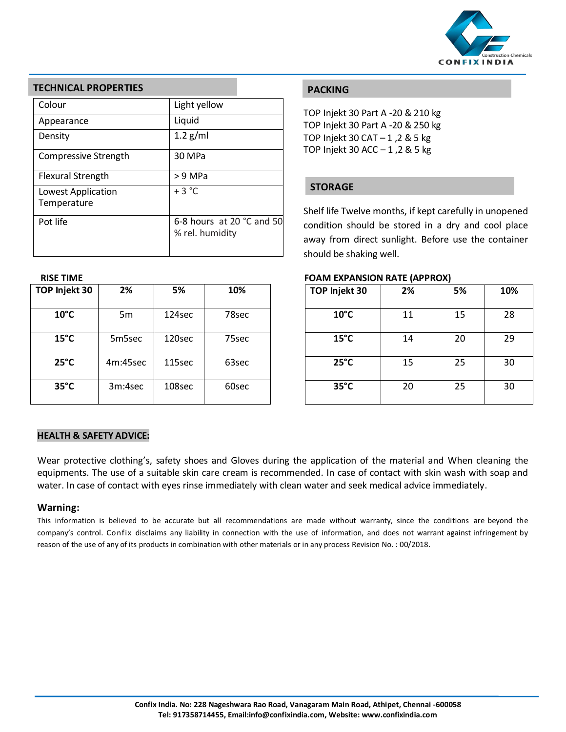## TECHNICAL PROPERTIES

| | |
|---|---|
| Colour | Light yellow |
| Appearance | Liquid |
| Density | 1.2 g/ml |
| Compressive Strength | 30 MPa |
| Flexural Strength | > 9 MPa |
| Lowest Application Temperature | + 3 °C |
| Pot life | 6-8 hours at 20 °C and 50 % rel. humidity |

## PACKING

TOP Injekt 30 Part A -20 & 210 kg
TOP Injekt 30 Part A -20 & 250 kg
TOP Injekt 30 CAT – 1 ,2 & 5 kg
TOP Injekt 30 ACC – 1 ,2 & 5 kg

## STORAGE

Shelf life Twelve months, if kept carefully in unopened condition should be stored in a dry and cool place away from direct sunlight. Before use the container should be shaking well.

### RISE TIME

| TOP Injekt 30 | 2% | 5% | 10% |
|---|---|---|---|
| **10°C** | 5m | 124sec | 78sec |
| **15°C** | 5m5sec | 120sec | 75sec |
| **25°C** | 4m:45sec | 115sec | 63sec |
| **35°C** | 3m:4sec | 108sec | 60sec |

### FOAM EXPANSION RATE (APPROX)

| TOP Injekt 30 | 2% | 5% | 10% |
|---|---|---|---|
| **10°C** | 11 | 15 | 28 |
| **15°C** | 14 | 20 | 29 |
| **25°C** | 15 | 25 | 30 |
| **35°C** | 20 | 25 | 30 |

## HEALTH & SAFETY ADVICE:

Wear protective clothing's, safety shoes and Gloves during the application of the material and When cleaning the equipments. The use of a suitable skin care cream is recommended. In case of contact with skin wash with soap and water. In case of contact with eyes rinse immediately with clean water and seek medical advice immediately.

### Warning:

This information is believed to be accurate but all recommendations are made without warranty, since the conditions are beyond the company's control. Confix disclaims any liability in connection with the use of information, and does not warrant against infringement by reason of the use of any of its products in combination with other materials or in any process Revision No. : 00/2018.

**Confix India. No: 228 Nageshwara Rao Road, Vanagaram Main Road, Athipet, Chennai -600058**
**Tel: 917358714455, Email:info@confixindia.com, Website: www.confixindia.com**